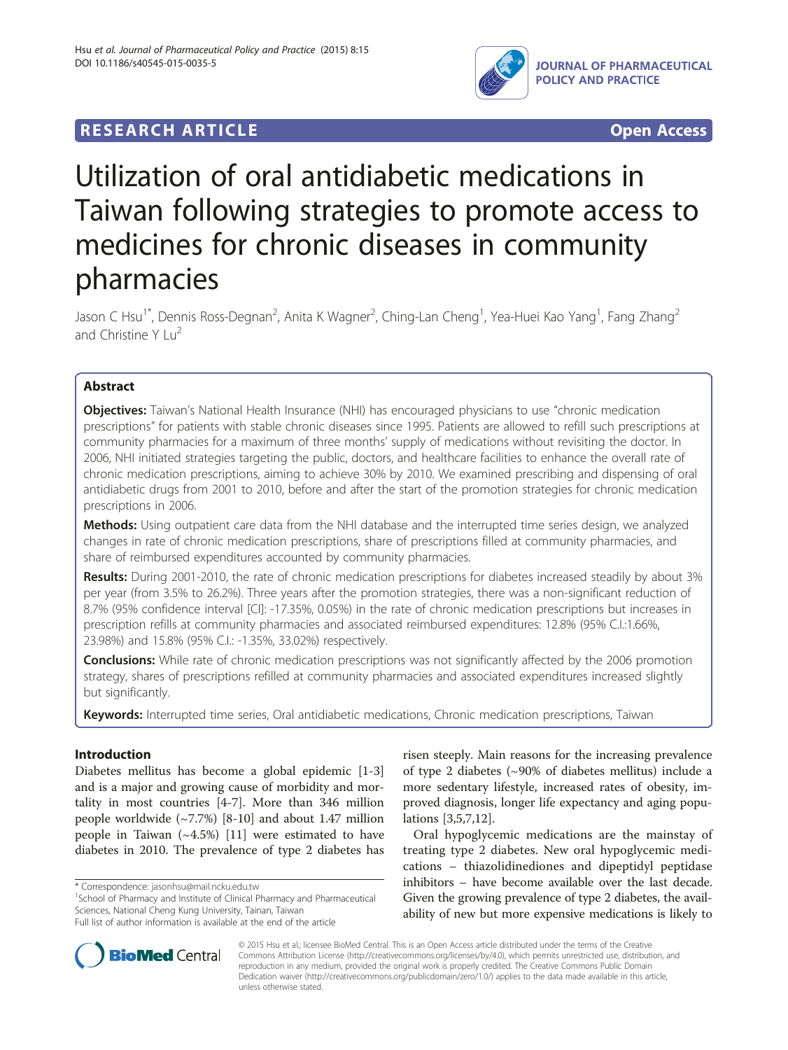RESEARCH ARTICLE **Open Access**

# Utilization of oral antidiabetic medications in Taiwan following strategies to promote access to medicines for chronic diseases in community pharmacies

Jason C Hsu[1*], Dennis Ross-Degnan[2], Anita K Wagner[2], Ching-Lan Cheng[1], Yea-Huei Kao Yang[1], Fang Zhang[2] and Christine Y Lu[2]

## Abstract

**Objectives:** Taiwan's National Health Insurance (NHI) has encouraged physicians to use "chronic medication prescriptions" for patients with stable chronic diseases since 1995. Patients are allowed to refill such prescriptions at community pharmacies for a maximum of three months' supply of medications without revisiting the doctor. In 2006, NHI initiated strategies targeting the public, doctors, and healthcare facilities to enhance the overall rate of chronic medication prescriptions, aiming to achieve 30% by 2010. We examined prescribing and dispensing of oral antidiabetic drugs from 2001 to 2010, before and after the start of the promotion strategies for chronic medication prescriptions in 2006.

**Methods:** Using outpatient care data from the NHI database and the interrupted time series design, we analyzed changes in rate of chronic medication prescriptions, share of prescriptions filled at community pharmacies, and share of reimbursed expenditures accounted by community pharmacies.

**Results:** During 2001-2010, the rate of chronic medication prescriptions for diabetes increased steadily by about 3% per year (from 3.5% to 26.2%). Three years after the promotion strategies, there was a non-significant reduction of 8.7% (95% confidence interval [CI]: -17.35%, 0.05%) in the rate of chronic medication prescriptions but increases in prescription refills at community pharmacies and associated reimbursed expenditures: 12.8% (95% C.I.:1.66%, 23.98%) and 15.8% (95% C.I.: -1.35%, 33.02%) respectively.

**Conclusions:** While rate of chronic medication prescriptions was not significantly affected by the 2006 promotion strategy, shares of prescriptions refilled at community pharmacies and associated expenditures increased slightly but significantly.

**Keywords:** Interrupted time series, Oral antidiabetic medications, Chronic medication prescriptions, Taiwan

## Introduction

Diabetes mellitus has become a global epidemic [1-3] and is a major and growing cause of morbidity and mortality in most countries [4-7]. More than 346 million people worldwide (~7.7%) [8-10] and about 1.47 million people in Taiwan (~4.5%) [11] were estimated to have diabetes in 2010. The prevalence of type 2 diabetes has risen steeply. Main reasons for the increasing prevalence of type 2 diabetes (~90% of diabetes mellitus) include a more sedentary lifestyle, increased rates of obesity, improved diagnosis, longer life expectancy and aging populations [3,5,7,12].

Oral hypoglycemic medications are the mainstay of treating type 2 diabetes. New oral hypoglycemic medications – thiazolidinediones and dipeptidyl peptidase inhibitors – have become available over the last decade. Given the growing prevalence of type 2 diabetes, the availability of new but more expensive medications is likely to

\* Correspondence: jasonhsu@mail.ncku.edu.tw
[1]School of Pharmacy and Institute of Clinical Pharmacy and Pharmaceutical Sciences, National Cheng Kung University, Tainan, Taiwan
Full list of author information is available at the end of the article

© 2015 Hsu et al.; licensee BioMed Central. This is an Open Access article distributed under the terms of the Creative Commons Attribution License (http://creativecommons.org/licenses/by/4.0), which permits unrestricted use, distribution, and reproduction in any medium, provided the original work is properly credited. The Creative Commons Public Domain Dedication waiver (http://creativecommons.org/publicdomain/zero/1.0/) applies to the data made available in this article, unless otherwise stated.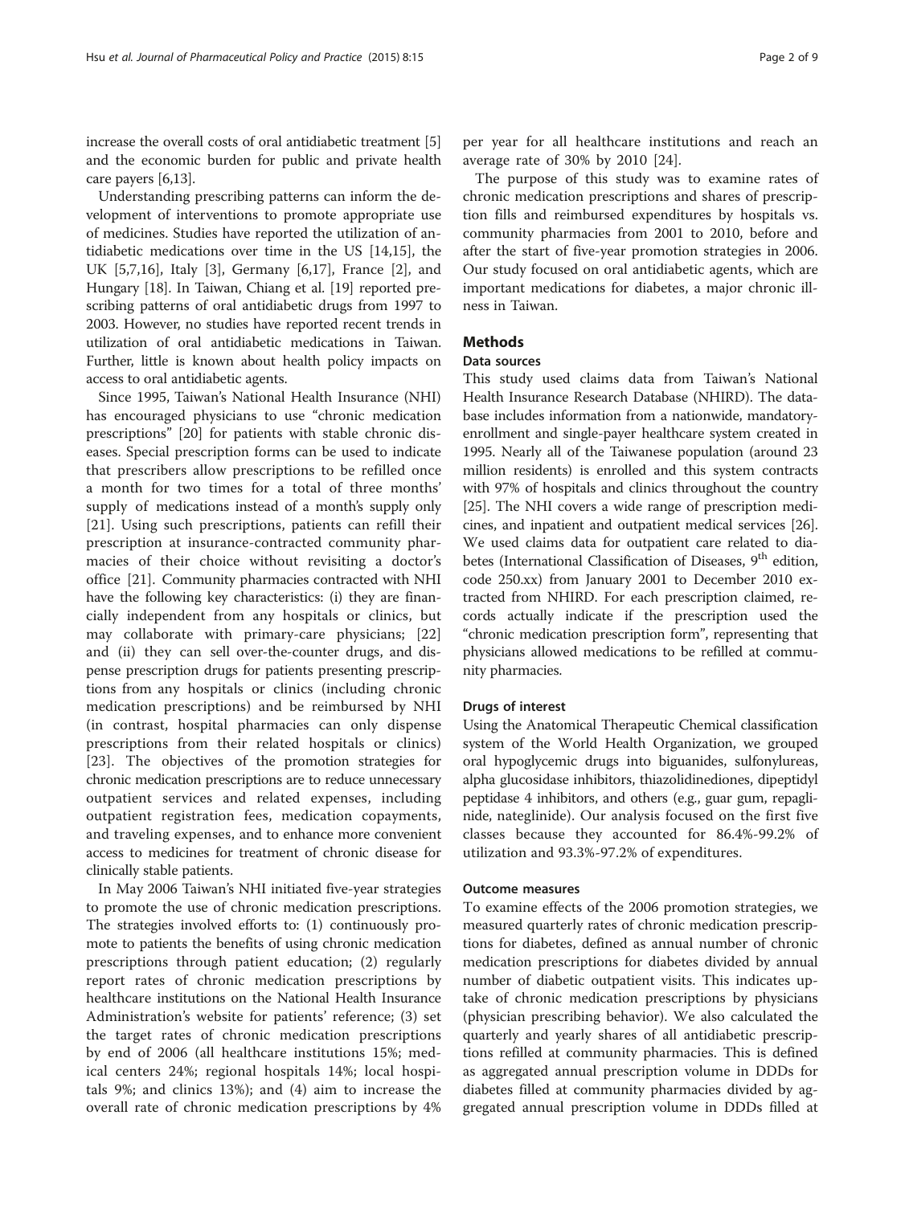increase the overall costs of oral antidiabetic treatment [5] and the economic burden for public and private health care payers [6,13].

Understanding prescribing patterns can inform the development of interventions to promote appropriate use of medicines. Studies have reported the utilization of antidiabetic medications over time in the US [14,15], the UK [5,7,16], Italy [3], Germany [6,17], France [2], and Hungary [18]. In Taiwan, Chiang et al. [19] reported prescribing patterns of oral antidiabetic drugs from 1997 to 2003. However, no studies have reported recent trends in utilization of oral antidiabetic medications in Taiwan. Further, little is known about health policy impacts on access to oral antidiabetic agents.

Since 1995, Taiwan's National Health Insurance (NHI) has encouraged physicians to use "chronic medication prescriptions" [20] for patients with stable chronic diseases. Special prescription forms can be used to indicate that prescribers allow prescriptions to be refilled once a month for two times for a total of three months' supply of medications instead of a month's supply only [21]. Using such prescriptions, patients can refill their prescription at insurance-contracted community pharmacies of their choice without revisiting a doctor's office [21]. Community pharmacies contracted with NHI have the following key characteristics: (i) they are financially independent from any hospitals or clinics, but may collaborate with primary-care physicians; [22] and (ii) they can sell over-the-counter drugs, and dispense prescription drugs for patients presenting prescriptions from any hospitals or clinics (including chronic medication prescriptions) and be reimbursed by NHI (in contrast, hospital pharmacies can only dispense prescriptions from their related hospitals or clinics) [23]. The objectives of the promotion strategies for chronic medication prescriptions are to reduce unnecessary outpatient services and related expenses, including outpatient registration fees, medication copayments, and traveling expenses, and to enhance more convenient access to medicines for treatment of chronic disease for clinically stable patients.

In May 2006 Taiwan's NHI initiated five-year strategies to promote the use of chronic medication prescriptions. The strategies involved efforts to: (1) continuously promote to patients the benefits of using chronic medication prescriptions through patient education; (2) regularly report rates of chronic medication prescriptions by healthcare institutions on the National Health Insurance Administration's website for patients' reference; (3) set the target rates of chronic medication prescriptions by end of 2006 (all healthcare institutions 15%; medical centers 24%; regional hospitals 14%; local hospitals 9%; and clinics 13%); and (4) aim to increase the overall rate of chronic medication prescriptions by 4% per year for all healthcare institutions and reach an average rate of 30% by 2010 [24].

The purpose of this study was to examine rates of chronic medication prescriptions and shares of prescription fills and reimbursed expenditures by hospitals vs. community pharmacies from 2001 to 2010, before and after the start of five-year promotion strategies in 2006. Our study focused on oral antidiabetic agents, which are important medications for diabetes, a major chronic illness in Taiwan.

## Methods

### Data sources

This study used claims data from Taiwan's National Health Insurance Research Database (NHIRD). The database includes information from a nationwide, mandatory-enrollment and single-payer healthcare system created in 1995. Nearly all of the Taiwanese population (around 23 million residents) is enrolled and this system contracts with 97% of hospitals and clinics throughout the country [25]. The NHI covers a wide range of prescription medicines, and inpatient and outpatient medical services [26]. We used claims data for outpatient care related to diabetes (International Classification of Diseases, 9th edition, code 250.xx) from January 2001 to December 2010 extracted from NHIRD. For each prescription claimed, records actually indicate if the prescription used the "chronic medication prescription form", representing that physicians allowed medications to be refilled at community pharmacies.

### Drugs of interest

Using the Anatomical Therapeutic Chemical classification system of the World Health Organization, we grouped oral hypoglycemic drugs into biguanides, sulfonylureas, alpha glucosidase inhibitors, thiazolidinediones, dipeptidyl peptidase 4 inhibitors, and others (e.g., guar gum, repaglinide, nateglinide). Our analysis focused on the first five classes because they accounted for 86.4%-99.2% of utilization and 93.3%-97.2% of expenditures.

### Outcome measures

To examine effects of the 2006 promotion strategies, we measured quarterly rates of chronic medication prescriptions for diabetes, defined as annual number of chronic medication prescriptions for diabetes divided by annual number of diabetic outpatient visits. This indicates uptake of chronic medication prescriptions by physicians (physician prescribing behavior). We also calculated the quarterly and yearly shares of all antidiabetic prescriptions refilled at community pharmacies. This is defined as aggregated annual prescription volume in DDDs for diabetes filled at community pharmacies divided by aggregated annual prescription volume in DDDs filled at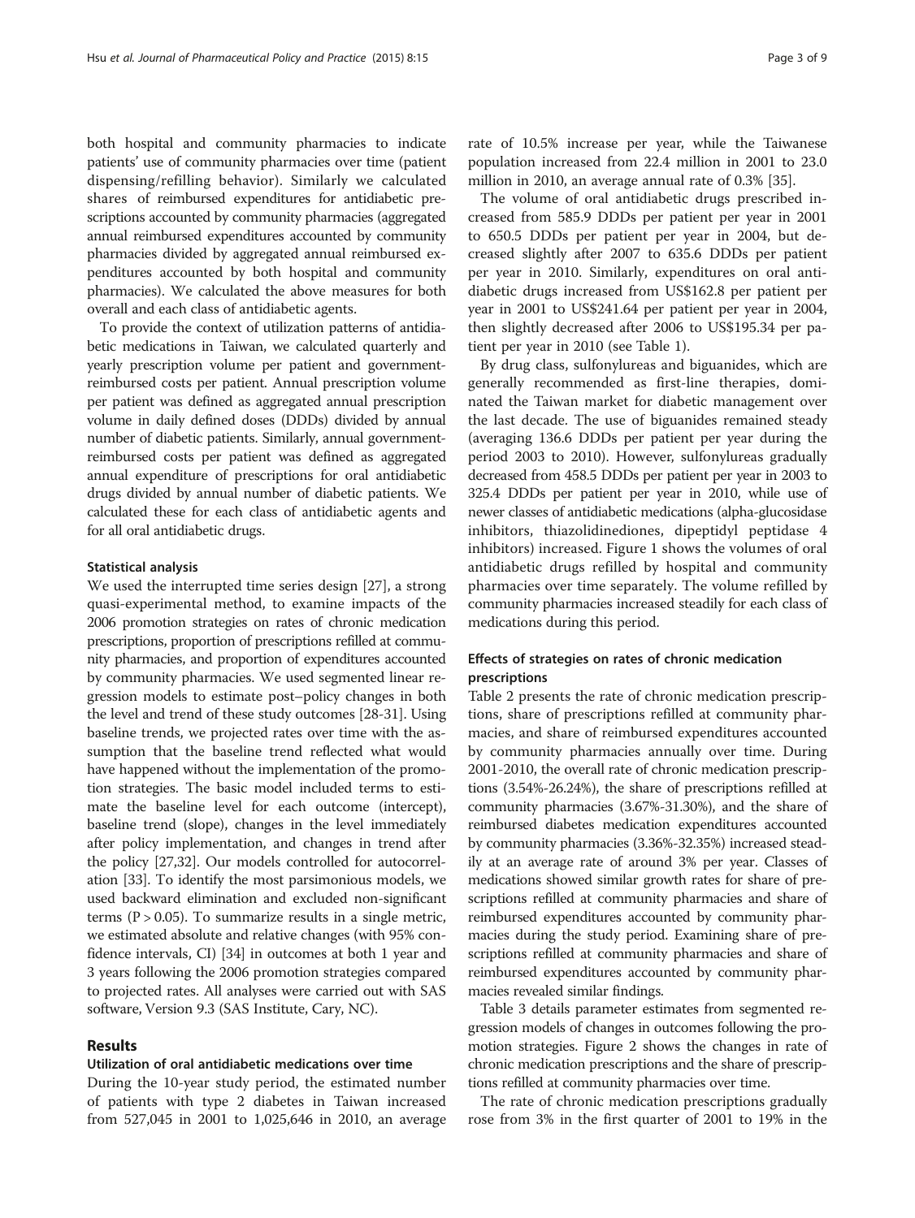both hospital and community pharmacies to indicate patients' use of community pharmacies over time (patient dispensing/refilling behavior). Similarly we calculated shares of reimbursed expenditures for antidiabetic prescriptions accounted by community pharmacies (aggregated annual reimbursed expenditures accounted by community pharmacies divided by aggregated annual reimbursed expenditures accounted by both hospital and community pharmacies). We calculated the above measures for both overall and each class of antidiabetic agents.

To provide the context of utilization patterns of antidiabetic medications in Taiwan, we calculated quarterly and yearly prescription volume per patient and government-reimbursed costs per patient. Annual prescription volume per patient was defined as aggregated annual prescription volume in daily defined doses (DDDs) divided by annual number of diabetic patients. Similarly, annual government-reimbursed costs per patient was defined as aggregated annual expenditure of prescriptions for oral antidiabetic drugs divided by annual number of diabetic patients. We calculated these for each class of antidiabetic agents and for all oral antidiabetic drugs.

### Statistical analysis

We used the interrupted time series design [27], a strong quasi-experimental method, to examine impacts of the 2006 promotion strategies on rates of chronic medication prescriptions, proportion of prescriptions refilled at community pharmacies, and proportion of expenditures accounted by community pharmacies. We used segmented linear regression models to estimate post–policy changes in both the level and trend of these study outcomes [28-31]. Using baseline trends, we projected rates over time with the assumption that the baseline trend reflected what would have happened without the implementation of the promotion strategies. The basic model included terms to estimate the baseline level for each outcome (intercept), baseline trend (slope), changes in the level immediately after policy implementation, and changes in trend after the policy [27,32]. Our models controlled for autocorrelation [33]. To identify the most parsimonious models, we used backward elimination and excluded non-significant terms ($P > 0.05$). To summarize results in a single metric, we estimated absolute and relative changes (with 95% confidence intervals, CI) [34] in outcomes at both 1 year and 3 years following the 2006 promotion strategies compared to projected rates. All analyses were carried out with SAS software, Version 9.3 (SAS Institute, Cary, NC).

## Results

### Utilization of oral antidiabetic medications over time

During the 10-year study period, the estimated number of patients with type 2 diabetes in Taiwan increased from 527,045 in 2001 to 1,025,646 in 2010, an average rate of 10.5% increase per year, while the Taiwanese population increased from 22.4 million in 2001 to 23.0 million in 2010, an average annual rate of 0.3% [35].

The volume of oral antidiabetic drugs prescribed increased from 585.9 DDDs per patient per year in 2001 to 650.5 DDDs per patient per year in 2004, but decreased slightly after 2007 to 635.6 DDDs per patient per year in 2010. Similarly, expenditures on oral antidiabetic drugs increased from US$162.8 per patient per year in 2001 to US$241.64 per patient per year in 2004, then slightly decreased after 2006 to US$195.34 per patient per year in 2010 (see Table 1).

By drug class, sulfonylureas and biguanides, which are generally recommended as first-line therapies, dominated the Taiwan market for diabetic management over the last decade. The use of biguanides remained steady (averaging 136.6 DDDs per patient per year during the period 2003 to 2010). However, sulfonylureas gradually decreased from 458.5 DDDs per patient per year in 2003 to 325.4 DDDs per patient per year in 2010, while use of newer classes of antidiabetic medications (alpha-glucosidase inhibitors, thiazolidinediones, dipeptidyl peptidase 4 inhibitors) increased. Figure 1 shows the volumes of oral antidiabetic drugs refilled by hospital and community pharmacies over time separately. The volume refilled by community pharmacies increased steadily for each class of medications during this period.

### Effects of strategies on rates of chronic medication prescriptions

Table 2 presents the rate of chronic medication prescriptions, share of prescriptions refilled at community pharmacies, and share of reimbursed expenditures accounted by community pharmacies annually over time. During 2001-2010, the overall rate of chronic medication prescriptions (3.54%-26.24%), the share of prescriptions refilled at community pharmacies (3.67%-31.30%), and the share of reimbursed diabetes medication expenditures accounted by community pharmacies (3.36%-32.35%) increased steadily at an average rate of around 3% per year. Classes of medications showed similar growth rates for share of prescriptions refilled at community pharmacies and share of reimbursed expenditures accounted by community pharmacies during the study period. Examining share of prescriptions refilled at community pharmacies and share of reimbursed expenditures accounted by community pharmacies revealed similar findings.

Table 3 details parameter estimates from segmented regression models of changes in outcomes following the promotion strategies. Figure 2 shows the changes in rate of chronic medication prescriptions and the share of prescriptions refilled at community pharmacies over time.

The rate of chronic medication prescriptions gradually rose from 3% in the first quarter of 2001 to 19% in the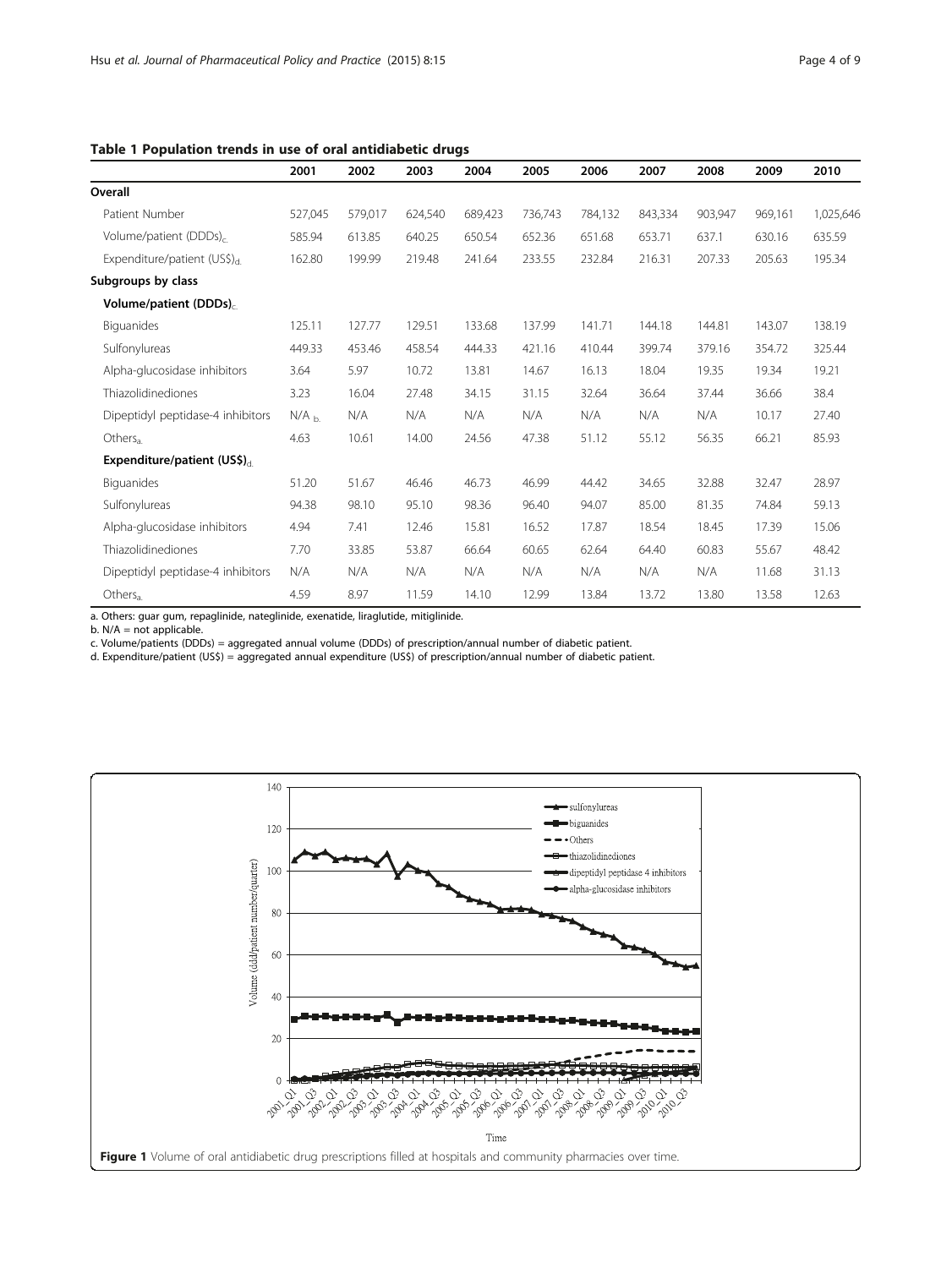**Table 1 Population trends in use of oral antidiabetic drugs**

| | 2001 | 2002 | 2003 | 2004 | 2005 | 2006 | 2007 | 2008 | 2009 | 2010 |
|---|---|---|---|---|---|---|---|---|---|---|
| **Overall** | | | | | | | | | | |
| Patient Number | 527,045 | 579,017 | 624,540 | 689,423 | 736,743 | 784,132 | 843,334 | 903,947 | 969,161 | 1,025,646 |
| Volume/patient (DDDs)[c] | 585.94 | 613.85 | 640.25 | 650.54 | 652.36 | 651.68 | 653.71 | 637.1 | 630.16 | 635.59 |
| Expenditure/patient (US$)[d] | 162.80 | 199.99 | 219.48 | 241.64 | 233.55 | 232.84 | 216.31 | 207.33 | 205.63 | 195.34 |
| **Subgroups by class** | | | | | | | | | | |
| **Volume/patient (DDDs)[c]** | | | | | | | | | | |
| Biguanides | 125.11 | 127.77 | 129.51 | 133.68 | 137.99 | 141.71 | 144.18 | 144.81 | 143.07 | 138.19 |
| Sulfonylureas | 449.33 | 453.46 | 458.54 | 444.33 | 421.16 | 410.44 | 399.74 | 379.16 | 354.72 | 325.44 |
| Alpha-glucosidase inhibitors | 3.64 | 5.97 | 10.72 | 13.81 | 14.67 | 16.13 | 18.04 | 19.35 | 19.34 | 19.21 |
| Thiazolidinediones | 3.23 | 16.04 | 27.48 | 34.15 | 31.15 | 32.64 | 36.64 | 37.44 | 36.66 | 38.4 |
| Dipeptidyl peptidase-4 inhibitors | N/A [b] | N/A | N/A | N/A | N/A | N/A | N/A | N/A | 10.17 | 27.40 |
| Others[a] | 4.63 | 10.61 | 14.00 | 24.56 | 47.38 | 51.12 | 55.12 | 56.35 | 66.21 | 85.93 |
| **Expenditure/patient (US$)[d]** | | | | | | | | | | |
| Biguanides | 51.20 | 51.67 | 46.46 | 46.73 | 46.99 | 44.42 | 34.65 | 32.88 | 32.47 | 28.97 |
| Sulfonylureas | 94.38 | 98.10 | 95.10 | 98.36 | 96.40 | 94.07 | 85.00 | 81.35 | 74.84 | 59.13 |
| Alpha-glucosidase inhibitors | 4.94 | 7.41 | 12.46 | 15.81 | 16.52 | 17.87 | 18.54 | 18.45 | 17.39 | 15.06 |
| Thiazolidinediones | 7.70 | 33.85 | 53.87 | 66.64 | 60.65 | 62.64 | 64.40 | 60.83 | 55.67 | 48.42 |
| Dipeptidyl peptidase-4 inhibitors | N/A | N/A | N/A | N/A | N/A | N/A | N/A | N/A | 11.68 | 31.13 |
| Others[a] | 4.59 | 8.97 | 11.59 | 14.10 | 12.99 | 13.84 | 13.72 | 13.80 | 13.58 | 12.63 |

a. Others: guar gum, repaglinide, nateglinide, exenatide, liraglutide, mitiglinide.
b. N/A = not applicable.
c. Volume/patients (DDDs) = aggregated annual volume (DDDs) of prescription/annual number of diabetic patient.
d. Expenditure/patient (US$) = aggregated annual expenditure (US$) of prescription/annual number of diabetic patient.

**Figure 1** Volume of oral antidiabetic drug prescriptions filled at hospitals and community pharmacies over time.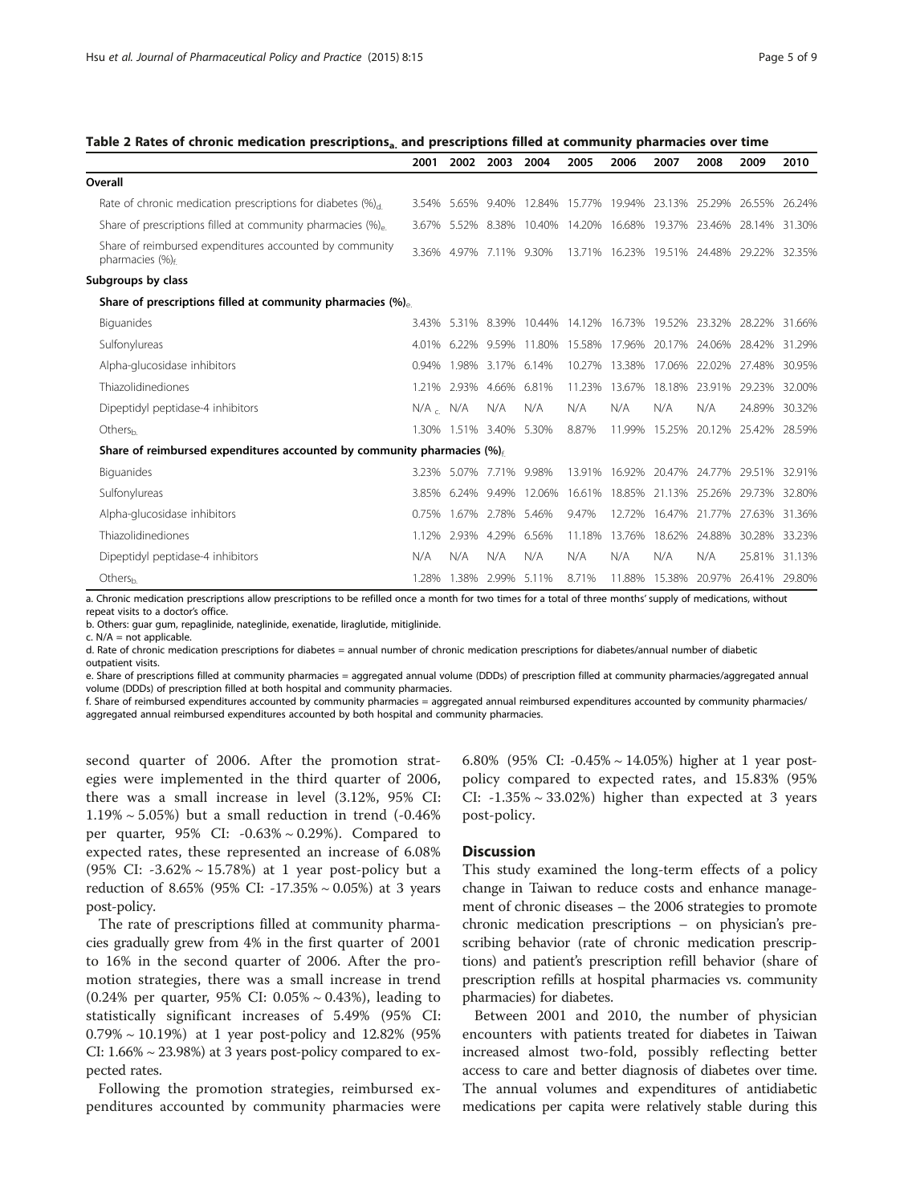**Table 2 Rates of chronic medication prescriptions[a] and prescriptions filled at community pharmacies over time**

| | 2001 | 2002 | 2003 | 2004 | 2005 | 2006 | 2007 | 2008 | 2009 | 2010 |
|---|---|---|---|---|---|---|---|---|---|---|
| **Overall** | | | | | | | | | | |
| Rate of chronic medication prescriptions for diabetes (%)[d] | 3.54% | 5.65% | 9.40% | 12.84% | 15.77% | 19.94% | 23.13% | 25.29% | 26.55% | 26.24% |
| Share of prescriptions filled at community pharmacies (%)[e] | 3.67% | 5.52% | 8.38% | 10.40% | 14.20% | 16.68% | 19.37% | 23.46% | 28.14% | 31.30% |
| Share of reimbursed expenditures accounted by community pharmacies (%)[f] | 3.36% | 4.97% | 7.11% | 9.30% | 13.71% | 16.23% | 19.51% | 24.48% | 29.22% | 32.35% |
| **Subgroups by class** | | | | | | | | | | |
| **Share of prescriptions filled at community pharmacies (%)[e]** | | | | | | | | | | |
| Biguanides | 3.43% | 5.31% | 8.39% | 10.44% | 14.12% | 16.73% | 19.52% | 23.32% | 28.22% | 31.66% |
| Sulfonylureas | 4.01% | 6.22% | 9.59% | 11.80% | 15.58% | 17.96% | 20.17% | 24.06% | 28.42% | 31.29% |
| Alpha-glucosidase inhibitors | 0.94% | 1.98% | 3.17% | 6.14% | 10.27% | 13.38% | 17.06% | 22.02% | 27.48% | 30.95% |
| Thiazolidinediones | 1.21% | 2.93% | 4.66% | 6.81% | 11.23% | 13.67% | 18.18% | 23.91% | 29.23% | 32.00% |
| Dipeptidyl peptidase-4 inhibitors | N/A[c] | N/A | N/A | N/A | N/A | N/A | N/A | N/A | 24.89% | 30.32% |
| Others[b] | 1.30% | 1.51% | 3.40% | 5.30% | 8.87% | 11.99% | 15.25% | 20.12% | 25.42% | 28.59% |
| **Share of reimbursed expenditures accounted by community pharmacies (%)[f]** | | | | | | | | | | |
| Biguanides | 3.23% | 5.07% | 7.71% | 9.98% | 13.91% | 16.92% | 20.47% | 24.77% | 29.51% | 32.91% |
| Sulfonylureas | 3.85% | 6.24% | 9.49% | 12.06% | 16.61% | 18.85% | 21.13% | 25.26% | 29.73% | 32.80% |
| Alpha-glucosidase inhibitors | 0.75% | 1.67% | 2.78% | 5.46% | 9.47% | 12.72% | 16.47% | 21.77% | 27.63% | 31.36% |
| Thiazolidinediones | 1.12% | 2.93% | 4.29% | 6.56% | 11.18% | 13.76% | 18.62% | 24.88% | 30.28% | 33.23% |
| Dipeptidyl peptidase-4 inhibitors | N/A | N/A | N/A | N/A | N/A | N/A | N/A | N/A | 25.81% | 31.13% |
| Others[b] | 1.28% | 1.38% | 2.99% | 5.11% | 8.71% | 11.88% | 15.38% | 20.97% | 26.41% | 29.80% |

a. Chronic medication prescriptions allow prescriptions to be refilled once a month for two times for a total of three months' supply of medications, without repeat visits to a doctor's office.
b. Others: guar gum, repaglinide, nateglinide, exenatide, liraglutide, mitiglinide.
c. N/A = not applicable.
d. Rate of chronic medication prescriptions for diabetes = annual number of chronic medication prescriptions for diabetes/annual number of diabetic outpatient visits.
e. Share of prescriptions filled at community pharmacies = aggregated annual volume (DDDs) of prescription filled at community pharmacies/aggregated annual volume (DDDs) of prescription filled at both hospital and community pharmacies.
f. Share of reimbursed expenditures accounted by community pharmacies = aggregated annual reimbursed expenditures accounted by community pharmacies/aggregated annual reimbursed expenditures accounted by both hospital and community pharmacies.

second quarter of 2006. After the promotion strategies were implemented in the third quarter of 2006, there was a small increase in level (3.12%, 95% CI: 1.19% ~ 5.05%) but a small reduction in trend (-0.46% per quarter, 95% CI: -0.63% ~ 0.29%). Compared to expected rates, these represented an increase of 6.08% (95% CI: -3.62% ~ 15.78%) at 1 year post-policy but a reduction of 8.65% (95% CI: -17.35% ~ 0.05%) at 3 years post-policy.

The rate of prescriptions filled at community pharmacies gradually grew from 4% in the first quarter of 2001 to 16% in the second quarter of 2006. After the promotion strategies, there was a small increase in trend (0.24% per quarter, 95% CI: 0.05% ~ 0.43%), leading to statistically significant increases of 5.49% (95% CI: 0.79% ~ 10.19%) at 1 year post-policy and 12.82% (95% CI: 1.66% ~ 23.98%) at 3 years post-policy compared to expected rates.

Following the promotion strategies, reimbursed expenditures accounted by community pharmacies were 6.80% (95% CI: -0.45% ~ 14.05%) higher at 1 year post-policy compared to expected rates, and 15.83% (95% CI: -1.35% ~ 33.02%) higher than expected at 3 years post-policy.

## Discussion

This study examined the long-term effects of a policy change in Taiwan to reduce costs and enhance management of chronic diseases – the 2006 strategies to promote chronic medication prescriptions – on physician's prescribing behavior (rate of chronic medication prescriptions) and patient's prescription refill behavior (share of prescription refills at hospital pharmacies vs. community pharmacies) for diabetes.

Between 2001 and 2010, the number of physician encounters with patients treated for diabetes in Taiwan increased almost two-fold, possibly reflecting better access to care and better diagnosis of diabetes over time. The annual volumes and expenditures of antidiabetic medications per capita were relatively stable during this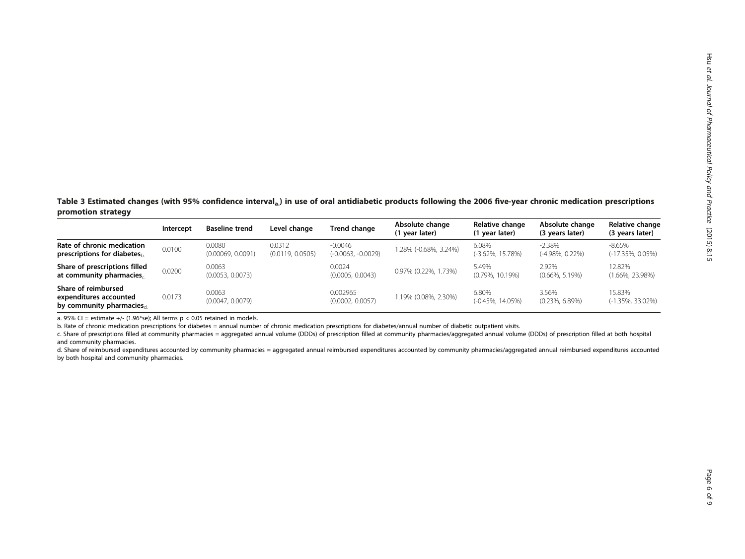**Table 3 Estimated changes (with 95% confidence interval[a]) in use of oral antidiabetic products following the 2006 five-year chronic medication prescriptions promotion strategy**

| | Intercept | Baseline trend | Level change | Trend change | Absolute change (1 year later) | Relative change (1 year later) | Absolute change (3 years later) | Relative change (3 years later) |
|---|---|---|---|---|---|---|---|---|
| **Rate of chronic medication prescriptions for diabetes[b]** | 0.0100 | 0.0080 (0.00069, 0.0091) | 0.0312 (0.0119, 0.0505) | -0.0046 (-0.0063, -0.0029) | 1.28% (-0.68%, 3.24%) | 6.08% (-3.62%, 15.78%) | -2.38% (-4.98%, 0.22%) | -8.65% (-17.35%, 0.05%) |
| **Share of prescriptions filled at community pharmacies[c]** | 0.0200 | 0.0063 (0.0053, 0.0073) | | 0.0024 (0.0005, 0.0043) | 0.97% (0.22%, 1.73%) | 5.49% (0.79%, 10.19%) | 2.92% (0.66%, 5.19%) | 12.82% (1.66%, 23.98%) |
| **Share of reimbursed expenditures accounted by community pharmacies[d]** | 0.0173 | 0.0063 (0.0047, 0.0079) | | 0.002965 (0.0002, 0.0057) | 1.19% (0.08%, 2.30%) | 6.80% (-0.45%, 14.05%) | 3.56% (0.23%, 6.89%) | 15.83% (-1.35%, 33.02%) |

a. 95% CI = estimate +/- (1.96*se); All terms $p < 0.05$ retained in models.

b. Rate of chronic medication prescriptions for diabetes = annual number of chronic medication prescriptions for diabetes/annual number of diabetic outpatient visits.

c. Share of prescriptions filled at community pharmacies = aggregated annual volume (DDDs) of prescription filled at community pharmacies/aggregated annual volume (DDDs) of prescription filled at both hospital and community pharmacies.

d. Share of reimbursed expenditures accounted by community pharmacies = aggregated annual reimbursed expenditures accounted by community pharmacies/aggregated annual reimbursed expenditures accounted by both hospital and community pharmacies.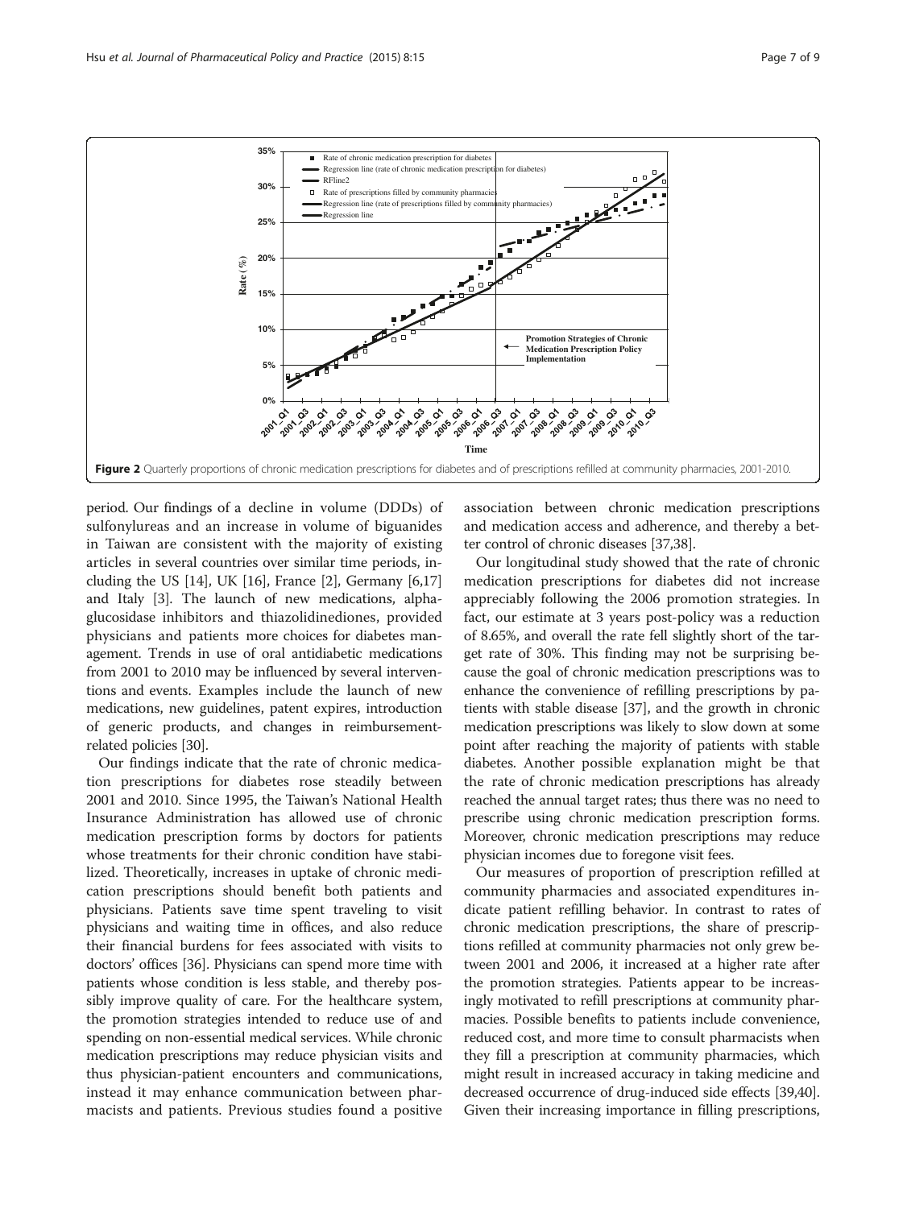**Figure 2** Quarterly proportions of chronic medication prescriptions for diabetes and of prescriptions refilled at community pharmacies, 2001-2010.

period. Our findings of a decline in volume (DDDs) of sulfonylureas and an increase in volume of biguanides in Taiwan are consistent with the majority of existing articles in several countries over similar time periods, including the US [14], UK [16], France [2], Germany [6,17] and Italy [3]. The launch of new medications, alpha-glucosidase inhibitors and thiazolidinediones, provided physicians and patients more choices for diabetes management. Trends in use of oral antidiabetic medications from 2001 to 2010 may be influenced by several interventions and events. Examples include the launch of new medications, new guidelines, patent expires, introduction of generic products, and changes in reimbursement-related policies [30].

Our findings indicate that the rate of chronic medication prescriptions for diabetes rose steadily between 2001 and 2010. Since 1995, the Taiwan's National Health Insurance Administration has allowed use of chronic medication prescription forms by doctors for patients whose treatments for their chronic condition have stabilized. Theoretically, increases in uptake of chronic medication prescriptions should benefit both patients and physicians. Patients save time spent traveling to visit physicians and waiting time in offices, and also reduce their financial burdens for fees associated with visits to doctors' offices [36]. Physicians can spend more time with patients whose condition is less stable, and thereby possibly improve quality of care. For the healthcare system, the promotion strategies intended to reduce use of and spending on non-essential medical services. While chronic medication prescriptions may reduce physician visits and thus physician-patient encounters and communications, instead it may enhance communication between pharmacists and patients. Previous studies found a positive association between chronic medication prescriptions and medication access and adherence, and thereby a better control of chronic diseases [37,38].

Our longitudinal study showed that the rate of chronic medication prescriptions for diabetes did not increase appreciably following the 2006 promotion strategies. In fact, our estimate at 3 years post-policy was a reduction of 8.65%, and overall the rate fell slightly short of the target rate of 30%. This finding may not be surprising because the goal of chronic medication prescriptions was to enhance the convenience of refilling prescriptions by patients with stable disease [37], and the growth in chronic medication prescriptions was likely to slow down at some point after reaching the majority of patients with stable diabetes. Another possible explanation might be that the rate of chronic medication prescriptions has already reached the annual target rates; thus there was no need to prescribe using chronic medication prescription forms. Moreover, chronic medication prescriptions may reduce physician incomes due to foregone visit fees.

Our measures of proportion of prescription refilled at community pharmacies and associated expenditures indicate patient refilling behavior. In contrast to rates of chronic medication prescriptions, the share of prescriptions refilled at community pharmacies not only grew between 2001 and 2006, it increased at a higher rate after the promotion strategies. Patients appear to be increasingly motivated to refill prescriptions at community pharmacies. Possible benefits to patients include convenience, reduced cost, and more time to consult pharmacists when they fill a prescription at community pharmacies, which might result in increased accuracy in taking medicine and decreased occurrence of drug-induced side effects [39,40]. Given their increasing importance in filling prescriptions,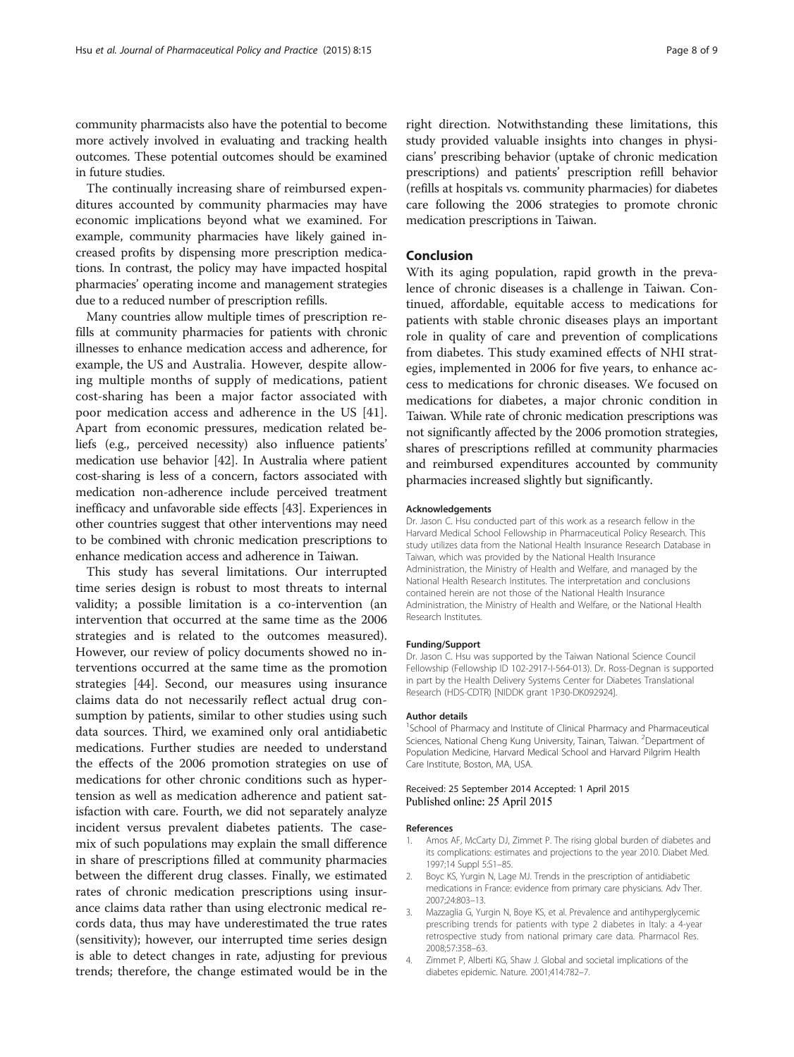community pharmacists also have the potential to become more actively involved in evaluating and tracking health outcomes. These potential outcomes should be examined in future studies.

The continually increasing share of reimbursed expenditures accounted by community pharmacies may have economic implications beyond what we examined. For example, community pharmacies have likely gained increased profits by dispensing more prescription medications. In contrast, the policy may have impacted hospital pharmacies' operating income and management strategies due to a reduced number of prescription refills.

Many countries allow multiple times of prescription refills at community pharmacies for patients with chronic illnesses to enhance medication access and adherence, for example, the US and Australia. However, despite allowing multiple months of supply of medications, patient cost-sharing has been a major factor associated with poor medication access and adherence in the US [41]. Apart from economic pressures, medication related beliefs (e.g., perceived necessity) also influence patients' medication use behavior [42]. In Australia where patient cost-sharing is less of a concern, factors associated with medication non-adherence include perceived treatment inefficacy and unfavorable side effects [43]. Experiences in other countries suggest that other interventions may need to be combined with chronic medication prescriptions to enhance medication access and adherence in Taiwan.

This study has several limitations. Our interrupted time series design is robust to most threats to internal validity; a possible limitation is a co-intervention (an intervention that occurred at the same time as the 2006 strategies and is related to the outcomes measured). However, our review of policy documents showed no interventions occurred at the same time as the promotion strategies [44]. Second, our measures using insurance claims data do not necessarily reflect actual drug consumption by patients, similar to other studies using such data sources. Third, we examined only oral antidiabetic medications. Further studies are needed to understand the effects of the 2006 promotion strategies on use of medications for other chronic conditions such as hypertension as well as medication adherence and patient satisfaction with care. Fourth, we did not separately analyze incident versus prevalent diabetes patients. The case-mix of such populations may explain the small difference in share of prescriptions filled at community pharmacies between the different drug classes. Finally, we estimated rates of chronic medication prescriptions using insurance claims data rather than using electronic medical records data, thus may have underestimated the true rates (sensitivity); however, our interrupted time series design is able to detect changes in rate, adjusting for previous trends; therefore, the change estimated would be in the right direction. Notwithstanding these limitations, this study provided valuable insights into changes in physicians' prescribing behavior (uptake of chronic medication prescriptions) and patients' prescription refill behavior (refills at hospitals vs. community pharmacies) for diabetes care following the 2006 strategies to promote chronic medication prescriptions in Taiwan.

## Conclusion

With its aging population, rapid growth in the prevalence of chronic diseases is a challenge in Taiwan. Continued, affordable, equitable access to medications for patients with stable chronic diseases plays an important role in quality of care and prevention of complications from diabetes. This study examined effects of NHI strategies, implemented in 2006 for five years, to enhance access to medications for chronic diseases. We focused on medications for diabetes, a major chronic condition in Taiwan. While rate of chronic medication prescriptions was not significantly affected by the 2006 promotion strategies, shares of prescriptions refilled at community pharmacies and reimbursed expenditures accounted by community pharmacies increased slightly but significantly.

#### Acknowledgements

Dr. Jason C. Hsu conducted part of this work as a research fellow in the Harvard Medical School Fellowship in Pharmaceutical Policy Research. This study utilizes data from the National Health Insurance Research Database in Taiwan, which was provided by the National Health Insurance Administration, the Ministry of Health and Welfare, and managed by the National Health Research Institutes. The interpretation and conclusions contained herein are not those of the National Health Insurance Administration, the Ministry of Health and Welfare, or the National Health Research Institutes.

#### Funding/Support

Dr. Jason C. Hsu was supported by the Taiwan National Science Council Fellowship (Fellowship ID 102-2917-I-564-013). Dr. Ross-Degnan is supported in part by the Health Delivery Systems Center for Diabetes Translational Research (HDS-CDTR) [NIDDK grant 1P30-DK092924].

#### Author details

[1]School of Pharmacy and Institute of Clinical Pharmacy and Pharmaceutical Sciences, National Cheng Kung University, Tainan, Taiwan. [2]Department of Population Medicine, Harvard Medical School and Harvard Pilgrim Health Care Institute, Boston, MA, USA.

Received: 25 September 2014 Accepted: 1 April 2015
Published online: 25 April 2015

#### References

1. Amos AF, McCarty DJ, Zimmet P. The rising global burden of diabetes and its complications: estimates and projections to the year 2010. Diabet Med. 1997;14 Suppl 5:S1–85.
2. Boyc KS, Yurgin N, Lage MJ. Trends in the prescription of antidiabetic medications in France: evidence from primary care physicians. Adv Ther. 2007;24:803–13.
3. Mazzaglia G, Yurgin N, Boye KS, et al. Prevalence and antihyperglycemic prescribing trends for patients with type 2 diabetes in Italy: a 4-year retrospective study from national primary care data. Pharmacol Res. 2008;57:358–63.
4. Zimmet P, Alberti KG, Shaw J. Global and societal implications of the diabetes epidemic. Nature. 2001;414:782–7.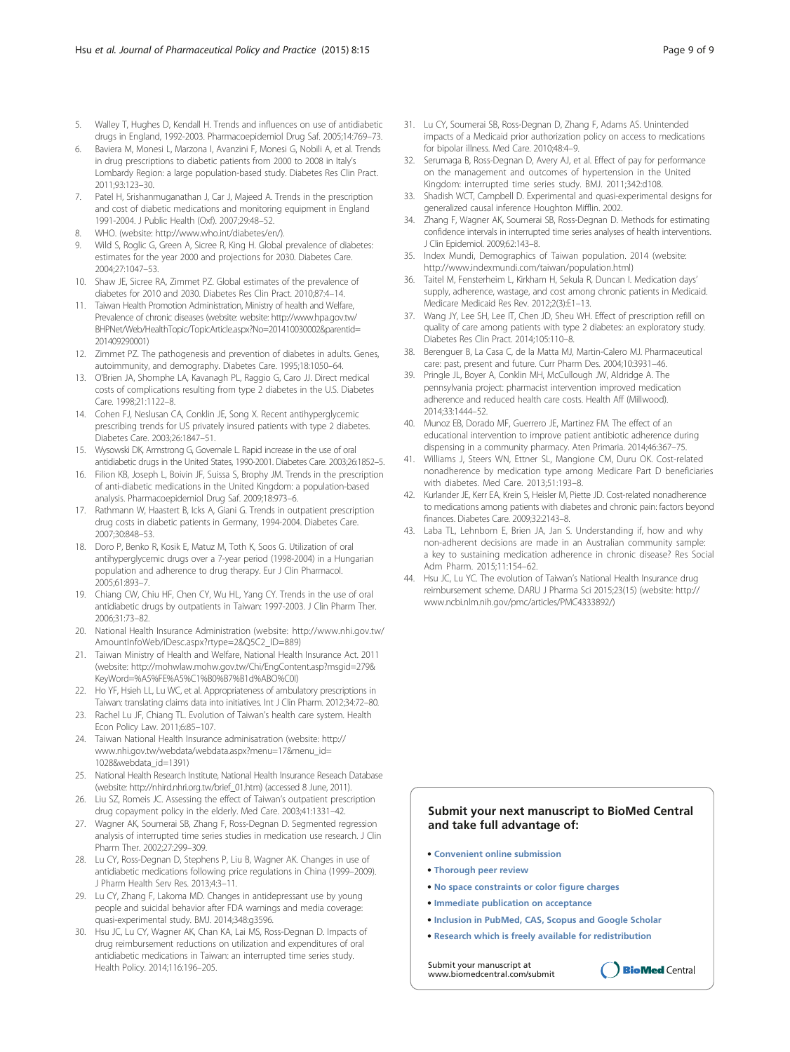5. Walley T, Hughes D, Kendall H. Trends and influences on use of antidiabetic drugs in England, 1992-2003. Pharmacoepidemiol Drug Saf. 2005;14:769–73.
6. Baviera M, Monesi L, Marzona I, Avanzini F, Monesi G, Nobili A, et al. Trends in drug prescriptions to diabetic patients from 2000 to 2008 in Italy's Lombardy Region: a large population-based study. Diabetes Res Clin Pract. 2011;93:123–30.
7. Patel H, Srishanmuganathan J, Car J, Majeed A. Trends in the prescription and cost of diabetic medications and monitoring equipment in England 1991-2004. J Public Health (Oxf). 2007;29:48–52.
8. WHO. (website: http://www.who.int/diabetes/en/).
9. Wild S, Roglic G, Green A, Sicree R, King H. Global prevalence of diabetes: estimates for the year 2000 and projections for 2030. Diabetes Care. 2004;27:1047–53.
10. Shaw JE, Sicree RA, Zimmet PZ. Global estimates of the prevalence of diabetes for 2010 and 2030. Diabetes Res Clin Pract. 2010;87:4–14.
11. Taiwan Health Promotion Administration, Ministry of health and Welfare, Prevalence of chronic diseases (website: website: http://www.hpa.gov.tw/BHPNet/Web/HealthTopic/TopicArticle.aspx?No=201410030002&parentid=201409290001)
12. Zimmet PZ. The pathogenesis and prevention of diabetes in adults. Genes, autoimmunity, and demography. Diabetes Care. 1995;18:1050–64.
13. O'Brien JA, Shomphe LA, Kavanagh PL, Raggio G, Caro JJ. Direct medical costs of complications resulting from type 2 diabetes in the U.S. Diabetes Care. 1998;21:1122–8.
14. Cohen FJ, Neslusan CA, Conklin JE, Song X. Recent antihyperglycemic prescribing trends for US privately insured patients with type 2 diabetes. Diabetes Care. 2003;26:1847–51.
15. Wysowski DK, Armstrong G, Governale L. Rapid increase in the use of oral antidiabetic drugs in the United States, 1990-2001. Diabetes Care. 2003;26:1852–5.
16. Filion KB, Joseph L, Boivin JF, Suissa S, Brophy JM. Trends in the prescription of anti-diabetic medications in the United Kingdom: a population-based analysis. Pharmacoepidemiol Drug Saf. 2009;18:973–6.
17. Rathmann W, Haastert B, Icks A, Giani G. Trends in outpatient prescription drug costs in diabetic patients in Germany, 1994-2004. Diabetes Care. 2007;30:848–53.
18. Doro P, Benko R, Kosik E, Matuz M, Toth K, Soos G. Utilization of oral antihyperglycemic drugs over a 7-year period (1998-2004) in a Hungarian population and adherence to drug therapy. Eur J Clin Pharmacol. 2005;61:893–7.
19. Chiang CW, Chiu HF, Chen CY, Wu HL, Yang CY. Trends in the use of oral antidiabetic drugs by outpatients in Taiwan: 1997-2003. J Clin Pharm Ther. 2006;31:73–82.
20. National Health Insurance Administration (website: http://www.nhi.gov.tw/AmountInfoWeb/iDesc.aspx?rtype=2&Q5C2_ID=889)
21. Taiwan Ministry of Health and Welfare, National Health Insurance Act. 2011 (website: http://mohwlaw.mohw.gov.tw/Chi/EngContent.asp?msgid=279&KeyWord=%A5%FE%A5%C1%B0%B7%B1d%ABO%C0I)
22. Ho YF, Hsieh LL, Lu WC, et al. Appropriateness of ambulatory prescriptions in Taiwan: translating claims data into initiatives. Int J Clin Pharm. 2012;34:72–80.
23. Rachel Lu JF, Chiang TL. Evolution of Taiwan's health care system. Health Econ Policy Law. 2011;6:85–107.
24. Taiwan National Health Insurance adminisatration (website: http://www.nhi.gov.tw/webdata/webdata.aspx?menu=17&menu_id=1028&webdata_id=1391)
25. National Health Research Institute, National Health Insurance Reseach Database (website: http://nhird.nhri.org.tw/brief_01.htm) (accessed 8 June, 2011).
26. Liu SZ, Romeis JC. Assessing the effect of Taiwan's outpatient prescription drug copayment policy in the elderly. Med Care. 2003;41:1331–42.
27. Wagner AK, Soumerai SB, Zhang F, Ross-Degnan D. Segmented regression analysis of interrupted time series studies in medication use research. J Clin Pharm Ther. 2002;27:299–309.
28. Lu CY, Ross-Degnan D, Stephens P, Liu B, Wagner AK. Changes in use of antidiabetic medications following price regulations in China (1999–2009). J Pharm Health Serv Res. 2013;4:3–11.
29. Lu CY, Zhang F, Lakoma MD. Changes in antidepressant use by young people and suicidal behavior after FDA warnings and media coverage: quasi-experimental study. BMJ. 2014;348:g3596.
30. Hsu JC, Lu CY, Wagner AK, Chan KA, Lai MS, Ross-Degnan D. Impacts of drug reimbursement reductions on utilization and expenditures of oral antidiabetic medications in Taiwan: an interrupted time series study. Health Policy. 2014;116:196–205.
31. Lu CY, Soumerai SB, Ross-Degnan D, Zhang F, Adams AS. Unintended impacts of a Medicaid prior authorization policy on access to medications for bipolar illness. Med Care. 2010;48:4–9.
32. Serumaga B, Ross-Degnan D, Avery AJ, et al. Effect of pay for performance on the management and outcomes of hypertension in the United Kingdom: interrupted time series study. BMJ. 2011;342:d108.
33. Shadish WCT, Campbell D. Experimental and quasi-experimental designs for generalized causal inference Houghton Mifflin. 2002.
34. Zhang F, Wagner AK, Soumerai SB, Ross-Degnan D. Methods for estimating confidence intervals in interrupted time series analyses of health interventions. J Clin Epidemiol. 2009;62:143–8.
35. Index Mundi, Demographics of Taiwan population. 2014 (website: http://www.indexmundi.com/taiwan/population.html)
36. Taitel M, Fensterheim L, Kirkham H, Sekula R, Duncan I. Medication days' supply, adherence, wastage, and cost among chronic patients in Medicaid. Medicare Medicaid Res Rev. 2012;2(3):E1–13.
37. Wang JY, Lee SH, Lee IT, Chen JD, Sheu WH. Effect of prescription refill on quality of care among patients with type 2 diabetes: an exploratory study. Diabetes Res Clin Pract. 2014;105:110–8.
38. Berenguer B, La Casa C, de la Matta MJ, Martin-Calero MJ. Pharmaceutical care: past, present and future. Curr Pharm Des. 2004;10:3931–46.
39. Pringle JL, Boyer A, Conklin MH, McCullough JW, Aldridge A. The pennsylvania project: pharmacist intervention improved medication adherence and reduced health care costs. Health Aff (Millwood). 2014;33:1444–52.
40. Munoz EB, Dorado MF, Guerrero JE, Martinez FM. The effect of an educational intervention to improve patient antibiotic adherence during dispensing in a community pharmacy. Aten Primaria. 2014;46:367–75.
41. Williams J, Steers WN, Ettner SL, Mangione CM, Duru OK. Cost-related nonadherence by medication type among Medicare Part D beneficiaries with diabetes. Med Care. 2013;51:193–8.
42. Kurlander JE, Kerr EA, Krein S, Heisler M, Piette JD. Cost-related nonadherence to medications among patients with diabetes and chronic pain: factors beyond finances. Diabetes Care. 2009;32:2143–8.
43. Laba TL, Lehnbom E, Brien JA, Jan S. Understanding if, how and why non-adherent decisions are made in an Australian community sample: a key to sustaining medication adherence in chronic disease? Res Social Adm Pharm. 2015;11:154–62.
44. Hsu JC, Lu YC. The evolution of Taiwan's National Health Insurance drug reimbursement scheme. DARU J Pharma Sci 2015;23(15) (website: http://www.ncbi.nlm.nih.gov/pmc/articles/PMC4333892/)

**Submit your next manuscript to BioMed Central and take full advantage of:**

- **Convenient online submission**
- **Thorough peer review**
- **No space constraints or color figure charges**
- **Immediate publication on acceptance**
- **Inclusion in PubMed, CAS, Scopus and Google Scholar**
- **Research which is freely available for redistribution**

Submit your manuscript at www.biomedcentral.com/submit

BioMed Central